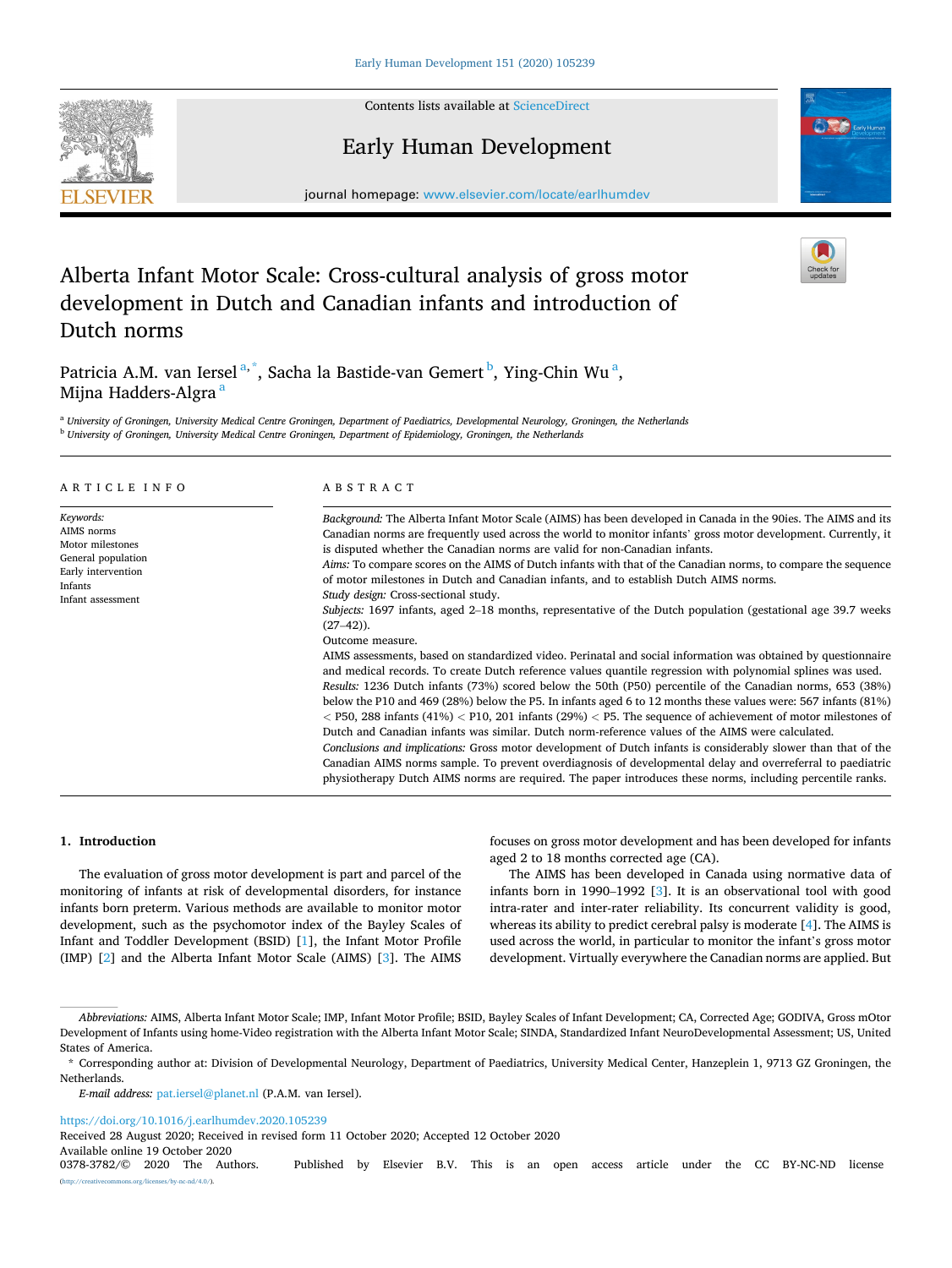Contents lists available at ScienceDirect

# Early Human Development

journal homepage: www.elsevier.com/locate/earlhumdev

# Alberta Infant Motor Scale: Cross-cultural analysis of gross motor development in Dutch and Canadian infants and introduction of Dutch norms

Patricia A.M. van Iersel [a,*], Sacha la Bastide-van Gemert [b], Ying-Chin Wu [a], Mijna Hadders-Algra [a]

[a] University of Groningen, University Medical Centre Groningen, Department of Paediatrics, Developmental Neurology, Groningen, the Netherlands

[b] University of Groningen, University Medical Centre Groningen, Department of Epidemiology, Groningen, the Netherlands

## ARTICLE INFO

*Keywords:*
AIMS norms
Motor milestones
General population
Early intervention
Infants
Infant assessment

## ABSTRACT

*Background:* The Alberta Infant Motor Scale (AIMS) has been developed in Canada in the 90ies. The AIMS and its Canadian norms are frequently used across the world to monitor infants' gross motor development. Currently, it is disputed whether the Canadian norms are valid for non-Canadian infants.

*Aims:* To compare scores on the AIMS of Dutch infants with that of the Canadian norms, to compare the sequence of motor milestones in Dutch and Canadian infants, and to establish Dutch AIMS norms.

*Study design:* Cross-sectional study.

*Subjects:* 1697 infants, aged 2–18 months, representative of the Dutch population (gestational age 39.7 weeks (27–42)).

Outcome measure.

AIMS assessments, based on standardized video. Perinatal and social information was obtained by questionnaire and medical records. To create Dutch reference values quantile regression with polynomial splines was used.

*Results:* 1236 Dutch infants (73%) scored below the 50th (P50) percentile of the Canadian norms, 653 (38%) below the P10 and 469 (28%) below the P5. In infants aged 6 to 12 months these values were: 567 infants (81%) < P50, 288 infants (41%) < P10, 201 infants (29%) < P5. The sequence of achievement of motor milestones of Dutch and Canadian infants was similar. Dutch norm-reference values of the AIMS were calculated.

*Conclusions and implications:* Gross motor development of Dutch infants is considerably slower than that of the Canadian AIMS norms sample. To prevent overdiagnosis of developmental delay and overreferral to paediatric physiotherapy Dutch AIMS norms are required. The paper introduces these norms, including percentile ranks.

## 1. Introduction

The evaluation of gross motor development is part and parcel of the monitoring of infants at risk of developmental disorders, for instance infants born preterm. Various methods are available to monitor motor development, such as the psychomotor index of the Bayley Scales of Infant and Toddler Development (BSID) [1], the Infant Motor Profile (IMP) [2] and the Alberta Infant Motor Scale (AIMS) [3]. The AIMS focuses on gross motor development and has been developed for infants aged 2 to 18 months corrected age (CA).

The AIMS has been developed in Canada using normative data of infants born in 1990–1992 [3]. It is an observational tool with good intra-rater and inter-rater reliability. Its concurrent validity is good, whereas its ability to predict cerebral palsy is moderate [4]. The AIMS is used across the world, in particular to monitor the infant's gross motor development. Virtually everywhere the Canadian norms are applied. But

*Abbreviations:* AIMS, Alberta Infant Motor Scale; IMP, Infant Motor Profile; BSID, Bayley Scales of Infant Development; CA, Corrected Age; GODIVA, Gross mOtor Development of Infants using home-Video registration with the Alberta Infant Motor Scale; SINDA, Standardized Infant NeuroDevelopmental Assessment; US, United States of America.

\* Corresponding author at: Division of Developmental Neurology, Department of Paediatrics, University Medical Center, Hanzeplein 1, 9713 GZ Groningen, the Netherlands.

*E-mail address:* pat.iersel@planet.nl (P.A.M. van Iersel).

https://doi.org/10.1016/j.earlhumdev.2020.105239
Received 28 August 2020; Received in revised form 11 October 2020; Accepted 12 October 2020
Available online 19 October 2020
0378-3782/© 2020 The Authors. Published by Elsevier B.V. This is an open access article under the CC BY-NC-ND license (http://creativecommons.org/licenses/by-nc-nd/4.0/).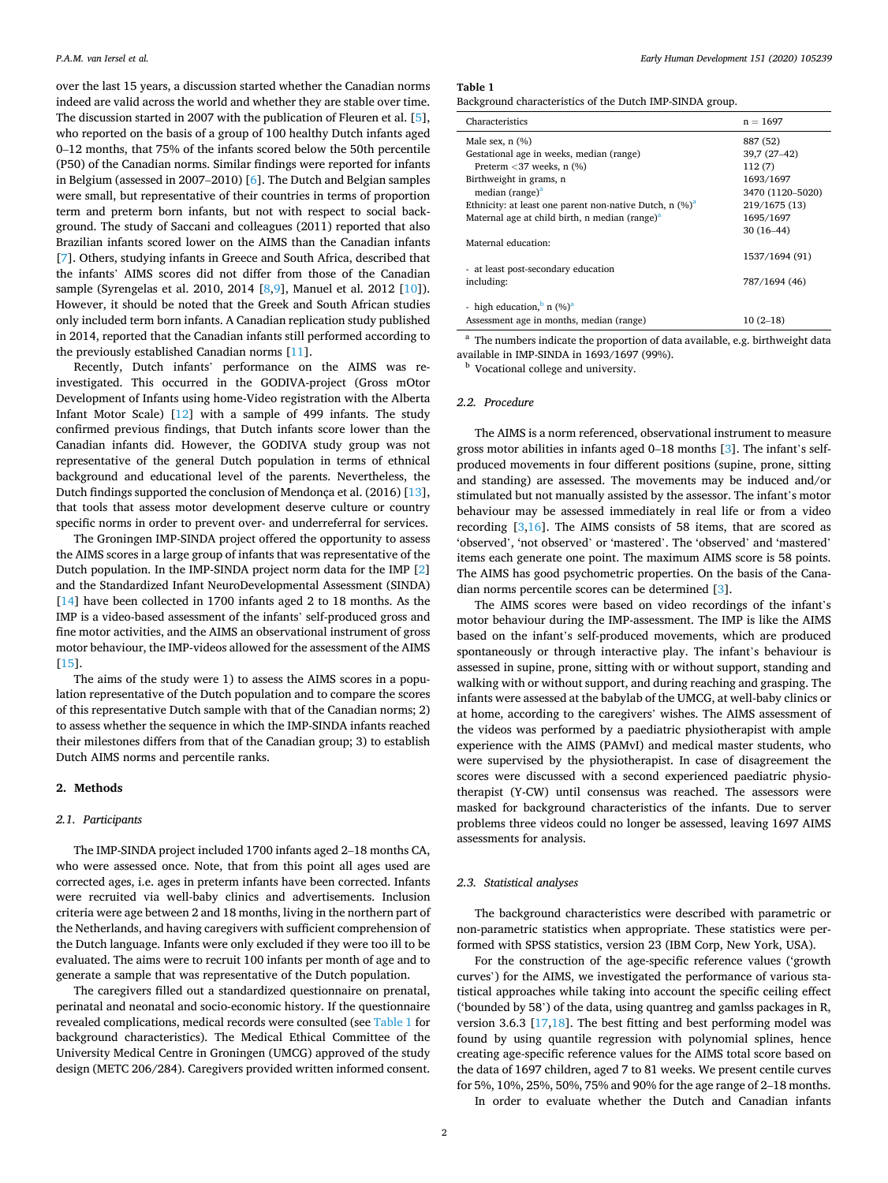over the last 15 years, a discussion started whether the Canadian norms indeed are valid across the world and whether they are stable over time. The discussion started in 2007 with the publication of Fleuren et al. [5], who reported on the basis of a group of 100 healthy Dutch infants aged 0–12 months, that 75% of the infants scored below the 50th percentile (P50) of the Canadian norms. Similar findings were reported for infants in Belgium (assessed in 2007–2010) [6]. The Dutch and Belgian samples were small, but representative of their countries in terms of proportion term and preterm born infants, but not with respect to social background. The study of Saccani and colleagues (2011) reported that also Brazilian infants scored lower on the AIMS than the Canadian infants [7]. Others, studying infants in Greece and South Africa, described that the infants' AIMS scores did not differ from those of the Canadian sample (Syrengelas et al. 2010, 2014 [8,9], Manuel et al. 2012 [10]). However, it should be noted that the Greek and South African studies only included term born infants. A Canadian replication study published in 2014, reported that the Canadian infants still performed according to the previously established Canadian norms [11].

Recently, Dutch infants' performance on the AIMS was reinvestigated. This occurred in the GODIVA-project (Gross mOtor Development of Infants using home-Video registration with the Alberta Infant Motor Scale) [12] with a sample of 499 infants. The study confirmed previous findings, that Dutch infants score lower than the Canadian infants did. However, the GODIVA study group was not representative of the general Dutch population in terms of ethnical background and educational level of the parents. Nevertheless, the Dutch findings supported the conclusion of Mendonça et al. (2016) [13], that tools that assess motor development deserve culture or country specific norms in order to prevent over- and underreferral for services.

The Groningen IMP-SINDA project offered the opportunity to assess the AIMS scores in a large group of infants that was representative of the Dutch population. In the IMP-SINDA project norm data for the IMP [2] and the Standardized Infant NeuroDevelopmental Assessment (SINDA) [14] have been collected in 1700 infants aged 2 to 18 months. As the IMP is a video-based assessment of the infants' self-produced gross and fine motor activities, and the AIMS an observational instrument of gross motor behaviour, the IMP-videos allowed for the assessment of the AIMS [15].

The aims of the study were 1) to assess the AIMS scores in a population representative of the Dutch population and to compare the scores of this representative Dutch sample with that of the Canadian norms; 2) to assess whether the sequence in which the IMP-SINDA infants reached their milestones differs from that of the Canadian group; 3) to establish Dutch AIMS norms and percentile ranks.

## 2. Methods

### 2.1. Participants

The IMP-SINDA project included 1700 infants aged 2–18 months CA, who were assessed once. Note, that from this point all ages used are corrected ages, i.e. ages in preterm infants have been corrected. Infants were recruited via well-baby clinics and advertisements. Inclusion criteria were age between 2 and 18 months, living in the northern part of the Netherlands, and having caregivers with sufficient comprehension of the Dutch language. Infants were only excluded if they were too ill to be evaluated. The aims were to recruit 100 infants per month of age and to generate a sample that was representative of the Dutch population.

The caregivers filled out a standardized questionnaire on prenatal, perinatal and neonatal and socio-economic history. If the questionnaire revealed complications, medical records were consulted (see Table 1 for background characteristics). The Medical Ethical Committee of the University Medical Centre in Groningen (UMCG) approved of the study design (METC 206/284). Caregivers provided written informed consent.

**Table 1**
Background characteristics of the Dutch IMP-SINDA group.

| Characteristics | n = 1697 |
|---|---|
| Male sex, n (%) | 887 (52) |
| Gestational age in weeks, median (range) | 39,7 (27–42) |
| Preterm <37 weeks, n (%) | 112 (7) |
| Birthweight in grams, n | 1693/1697 |
| median (range)[a] | 3470 (1120–5020) |
| Ethnicity: at least one parent non-native Dutch, n (%)[a] | 219/1675 (13) |
| Maternal age at child birth, n median (range)[a] | 1695/1697<br>30 (16–44) |
| Maternal education: | |
| - at least post-secondary education | 1537/1694 (91) |
| including: | 787/1694 (46) |
| - high education,[b] n (%)[a] | |
| Assessment age in months, median (range) | 10 (2–18) |

[a] The numbers indicate the proportion of data available, e.g. birthweight data available in IMP-SINDA in 1693/1697 (99%).
[b] Vocational college and university.

### 2.2. Procedure

The AIMS is a norm referenced, observational instrument to measure gross motor abilities in infants aged 0–18 months [3]. The infant's self-produced movements in four different positions (supine, prone, sitting and standing) are assessed. The movements may be induced and/or stimulated but not manually assisted by the assessor. The infant's motor behaviour may be assessed immediately in real life or from a video recording [3,16]. The AIMS consists of 58 items, that are scored as 'observed', 'not observed' or 'mastered'. The 'observed' and 'mastered' items each generate one point. The maximum AIMS score is 58 points. The AIMS has good psychometric properties. On the basis of the Canadian norms percentile scores can be determined [3].

The AIMS scores were based on video recordings of the infant's motor behaviour during the IMP-assessment. The IMP is like the AIMS based on the infant's self-produced movements, which are produced spontaneously or through interactive play. The infant's behaviour is assessed in supine, prone, sitting with or without support, standing and walking with or without support, and during reaching and grasping. The infants were assessed at the babylab of the UMCG, at well-baby clinics or at home, according to the caregivers' wishes. The AIMS assessment of the videos was performed by a paediatric physiotherapist with ample experience with the AIMS (PAMvI) and medical master students, who were supervised by the physiotherapist. In case of disagreement the scores were discussed with a second experienced paediatric physiotherapist (Y-CW) until consensus was reached. The assessors were masked for background characteristics of the infants. Due to server problems three videos could no longer be assessed, leaving 1697 AIMS assessments for analysis.

### 2.3. Statistical analyses

The background characteristics were described with parametric or non-parametric statistics when appropriate. These statistics were performed with SPSS statistics, version 23 (IBM Corp, New York, USA).

For the construction of the age-specific reference values ('growth curves') for the AIMS, we investigated the performance of various statistical approaches while taking into account the specific ceiling effect ('bounded by 58') of the data, using quantreg and gamlss packages in R, version 3.6.3 [17,18]. The best fitting and best performing model was found by using quantile regression with polynomial splines, hence creating age-specific reference values for the AIMS total score based on the data of 1697 children, aged 7 to 81 weeks. We present centile curves for 5%, 10%, 25%, 50%, 75% and 90% for the age range of 2–18 months.

In order to evaluate whether the Dutch and Canadian infants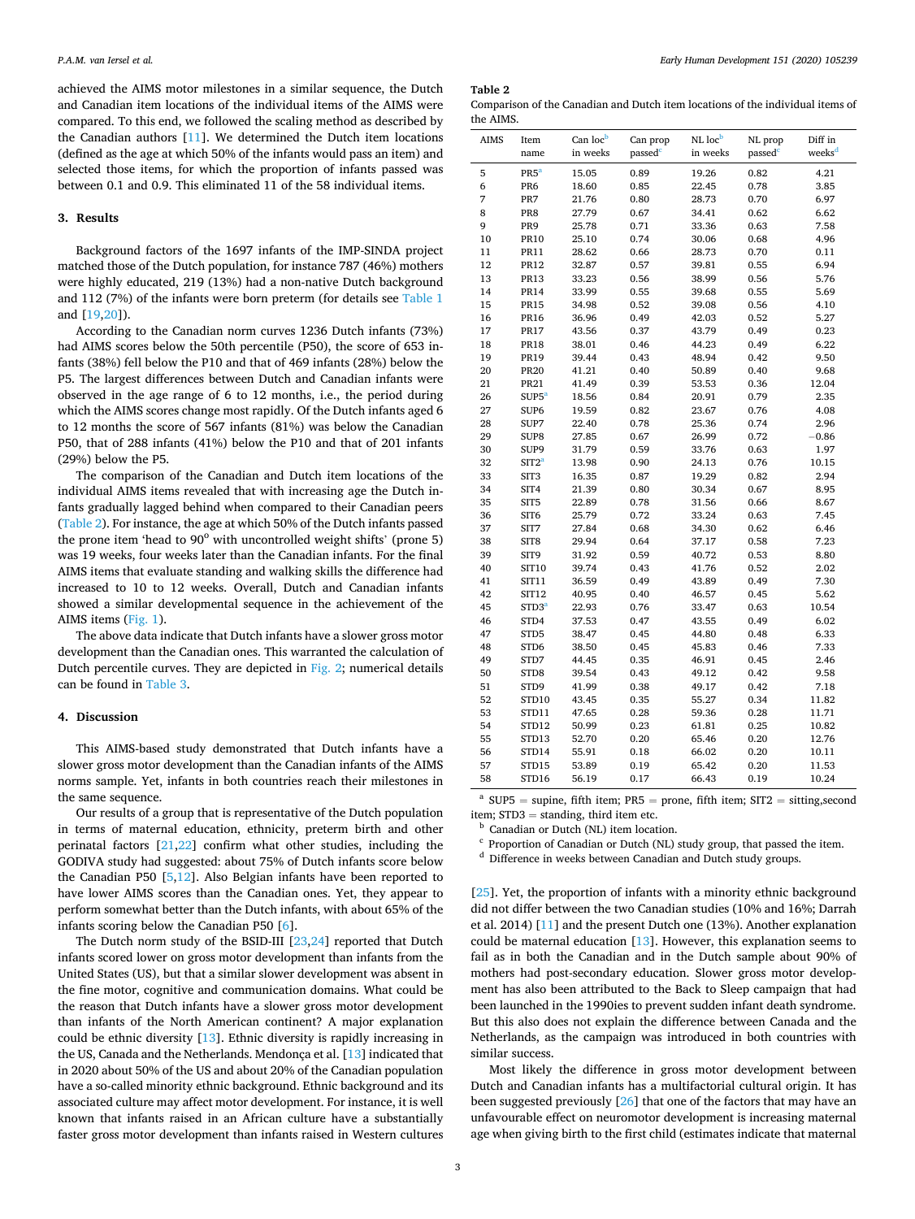achieved the AIMS motor milestones in a similar sequence, the Dutch and Canadian item locations of the individual items of the AIMS were compared. To this end, we followed the scaling method as described by the Canadian authors [11]. We determined the Dutch item locations (defined as the age at which 50% of the infants would pass an item) and selected those items, for which the proportion of infants passed was between 0.1 and 0.9. This eliminated 11 of the 58 individual items.

## 3. Results

Background factors of the 1697 infants of the IMP-SINDA project matched those of the Dutch population, for instance 787 (46%) mothers were highly educated, 219 (13%) had a non-native Dutch background and 112 (7%) of the infants were born preterm (for details see Table 1 and [19,20]).

According to the Canadian norm curves 1236 Dutch infants (73%) had AIMS scores below the 50th percentile (P50), the score of 653 infants (38%) fell below the P10 and that of 469 infants (28%) below the P5. The largest differences between Dutch and Canadian infants were observed in the age range of 6 to 12 months, i.e., the period during which the AIMS scores change most rapidly. Of the Dutch infants aged 6 to 12 months the score of 567 infants (81%) was below the Canadian P50, that of 288 infants (41%) below the P10 and that of 201 infants (29%) below the P5.

The comparison of the Canadian and Dutch item locations of the individual AIMS items revealed that with increasing age the Dutch infants gradually lagged behind when compared to their Canadian peers (Table 2). For instance, the age at which 50% of the Dutch infants passed the prone item 'head to 90° with uncontrolled weight shifts' (prone 5) was 19 weeks, four weeks later than the Canadian infants. For the final AIMS items that evaluate standing and walking skills the difference had increased to 10 to 12 weeks. Overall, Dutch and Canadian infants showed a similar developmental sequence in the achievement of the AIMS items (Fig. 1).

The above data indicate that Dutch infants have a slower gross motor development than the Canadian ones. This warranted the calculation of Dutch percentile curves. They are depicted in Fig. 2; numerical details can be found in Table 3.

## 4. Discussion

This AIMS-based study demonstrated that Dutch infants have a slower gross motor development than the Canadian infants of the AIMS norms sample. Yet, infants in both countries reach their milestones in the same sequence.

Our results of a group that is representative of the Dutch population in terms of maternal education, ethnicity, preterm birth and other perinatal factors [21,22] confirm what other studies, including the GODIVA study had suggested: about 75% of Dutch infants score below the Canadian P50 [5,12]. Also Belgian infants have been reported to have lower AIMS scores than the Canadian ones. Yet, they appear to perform somewhat better than the Dutch infants, with about 65% of the infants scoring below the Canadian P50 [6].

The Dutch norm study of the BSID-III [23,24] reported that Dutch infants scored lower on gross motor development than infants from the United States (US), but that a similar slower development was absent in the fine motor, cognitive and communication domains. What could be the reason that Dutch infants have a slower gross motor development than infants of the North American continent? A major explanation could be ethnic diversity [13]. Ethnic diversity is rapidly increasing in the US, Canada and the Netherlands. Mendonça et al. [13] indicated that in 2020 about 50% of the US and about 20% of the Canadian population have a so-called minority ethnic background. Ethnic background and its associated culture may affect motor development. For instance, it is well known that infants raised in an African culture have a substantially faster gross motor development than infants raised in Western cultures [25]. Yet, the proportion of infants with a minority ethnic background did not differ between the two Canadian studies (10% and 16%; Darrah et al. 2014) [11] and the present Dutch one (13%). Another explanation could be maternal education [13]. However, this explanation seems to fail as in both the Canadian and in the Dutch sample about 90% of mothers had post-secondary education. Slower gross motor development has also been attributed to the Back to Sleep campaign that had been launched in the 1990ies to prevent sudden infant death syndrome. But this also does not explain the difference between Canada and the Netherlands, as the campaign was introduced in both countries with similar success.

Most likely the difference in gross motor development between Dutch and Canadian infants has a multifactorial cultural origin. It has been suggested previously [26] that one of the factors that may have an unfavourable effect on neuromotor development is increasing maternal age when giving birth to the first child (estimates indicate that maternal

**Table 2**
Comparison of the Canadian and Dutch item locations of the individual items of the AIMS.

| AIMS | Item name | Can loc[b] in weeks | Can prop passed[c] | NL loc[b] in weeks | NL prop passed[c] | Diff in weeks[d] |
|---|---|---|---|---|---|---|
| 5 | PR5[a] | 15.05 | 0.89 | 19.26 | 0.82 | 4.21 |
| 6 | PR6 | 18.60 | 0.85 | 22.45 | 0.78 | 3.85 |
| 7 | PR7 | 21.76 | 0.80 | 28.73 | 0.70 | 6.97 |
| 8 | PR8 | 27.79 | 0.67 | 34.41 | 0.62 | 6.62 |
| 9 | PR9 | 25.78 | 0.71 | 33.36 | 0.63 | 7.58 |
| 10 | PR10 | 25.10 | 0.74 | 30.06 | 0.68 | 4.96 |
| 11 | PR11 | 28.62 | 0.66 | 28.73 | 0.70 | 0.11 |
| 12 | PR12 | 32.87 | 0.57 | 39.81 | 0.55 | 6.94 |
| 13 | PR13 | 33.23 | 0.56 | 38.99 | 0.56 | 5.76 |
| 14 | PR14 | 33.99 | 0.55 | 39.68 | 0.55 | 5.69 |
| 15 | PR15 | 34.98 | 0.52 | 39.08 | 0.56 | 4.10 |
| 16 | PR16 | 36.96 | 0.49 | 42.03 | 0.52 | 5.27 |
| 17 | PR17 | 43.56 | 0.37 | 43.79 | 0.49 | 0.23 |
| 18 | PR18 | 38.01 | 0.46 | 44.23 | 0.49 | 6.22 |
| 19 | PR19 | 39.44 | 0.43 | 48.94 | 0.42 | 9.50 |
| 20 | PR20 | 41.21 | 0.40 | 50.89 | 0.40 | 9.68 |
| 21 | PR21 | 41.49 | 0.39 | 53.53 | 0.36 | 12.04 |
| 26 | SUP5[a] | 18.56 | 0.84 | 20.91 | 0.79 | 2.35 |
| 27 | SUP6 | 19.59 | 0.82 | 23.67 | 0.76 | 4.08 |
| 28 | SUP7 | 22.40 | 0.78 | 25.36 | 0.74 | 2.96 |
| 29 | SUP8 | 27.85 | 0.67 | 26.99 | 0.72 | −0.86 |
| 30 | SUP9 | 31.79 | 0.59 | 33.76 | 0.63 | 1.97 |
| 32 | SIT2[a] | 13.98 | 0.90 | 24.13 | 0.76 | 10.15 |
| 33 | SIT3 | 16.35 | 0.87 | 19.29 | 0.82 | 2.94 |
| 34 | SIT4 | 21.39 | 0.80 | 30.34 | 0.67 | 8.95 |
| 35 | SIT5 | 22.89 | 0.78 | 31.56 | 0.66 | 8.67 |
| 36 | SIT6 | 25.79 | 0.72 | 33.24 | 0.63 | 7.45 |
| 37 | SIT7 | 27.84 | 0.68 | 34.30 | 0.62 | 6.46 |
| 38 | SIT8 | 29.94 | 0.64 | 37.17 | 0.58 | 7.23 |
| 39 | SIT9 | 31.92 | 0.59 | 40.72 | 0.53 | 8.80 |
| 40 | SIT10 | 39.74 | 0.43 | 41.76 | 0.52 | 2.02 |
| 41 | SIT11 | 36.59 | 0.49 | 43.89 | 0.49 | 7.30 |
| 42 | SIT12 | 40.95 | 0.40 | 46.57 | 0.45 | 5.62 |
| 45 | STD3[a] | 22.93 | 0.76 | 33.47 | 0.63 | 10.54 |
| 46 | STD4 | 37.53 | 0.47 | 43.55 | 0.49 | 6.02 |
| 47 | STD5 | 38.47 | 0.45 | 44.80 | 0.48 | 6.33 |
| 48 | STD6 | 38.50 | 0.45 | 45.83 | 0.46 | 7.33 |
| 49 | STD7 | 44.45 | 0.35 | 46.91 | 0.45 | 2.46 |
| 50 | STD8 | 39.54 | 0.43 | 49.12 | 0.42 | 9.58 |
| 51 | STD9 | 41.99 | 0.38 | 49.17 | 0.42 | 7.18 |
| 52 | STD10 | 43.45 | 0.35 | 55.27 | 0.34 | 11.82 |
| 53 | STD11 | 47.65 | 0.28 | 59.36 | 0.28 | 11.71 |
| 54 | STD12 | 50.99 | 0.23 | 61.81 | 0.25 | 10.82 |
| 55 | STD13 | 52.70 | 0.20 | 65.46 | 0.20 | 12.76 |
| 56 | STD14 | 55.91 | 0.18 | 66.02 | 0.20 | 10.11 |
| 57 | STD15 | 53.89 | 0.19 | 65.42 | 0.20 | 11.53 |
| 58 | STD16 | 56.19 | 0.17 | 66.43 | 0.19 | 10.24 |

[a] SUP5 = supine, fifth item; PR5 = prone, fifth item; SIT2 = sitting,second item; STD3 = standing, third item etc.
[b] Canadian or Dutch (NL) item location.
[c] Proportion of Canadian or Dutch (NL) study group, that passed the item.
[d] Difference in weeks between Canadian and Dutch study groups.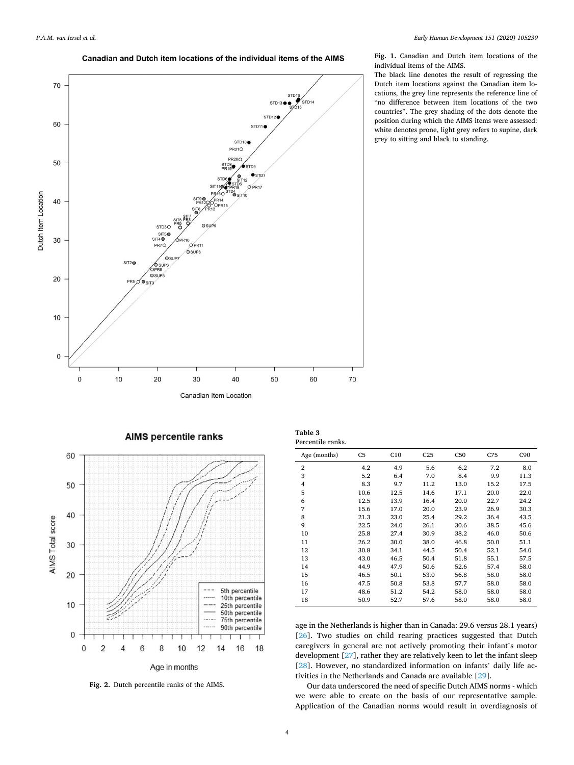**Fig. 1.** Canadian and Dutch item locations of the individual items of the AIMS.

The black line denotes the result of regressing the Dutch item locations against the Canadian item locations, the grey line represents the reference line of "no difference between item locations of the two countries". The grey shading of the dots denote the position during which the AIMS items were assessed: white denotes prone, light grey refers to supine, dark grey to sitting and black to standing.

**Fig. 2.** Dutch percentile ranks of the AIMS.

**Table 3**
Percentile ranks.

| Age (months) | C5 | C10 | C25 | C50 | C75 | C90 |
|---|---|---|---|---|---|---|
| 2 | 4.2 | 4.9 | 5.6 | 6.2 | 7.2 | 8.0 |
| 3 | 5.2 | 6.4 | 7.0 | 8.4 | 9.9 | 11.3 |
| 4 | 8.3 | 9.7 | 11.2 | 13.0 | 15.2 | 17.5 |
| 5 | 10.6 | 12.5 | 14.6 | 17.1 | 20.0 | 22.0 |
| 6 | 12.5 | 13.9 | 16.4 | 20.0 | 22.7 | 24.2 |
| 7 | 15.6 | 17.0 | 20.0 | 23.9 | 26.9 | 30.3 |
| 8 | 21.3 | 23.0 | 25.4 | 29.2 | 36.4 | 43.5 |
| 9 | 22.5 | 24.0 | 26.1 | 30.6 | 38.5 | 45.6 |
| 10 | 25.8 | 27.4 | 30.9 | 38.2 | 46.0 | 50.6 |
| 11 | 26.2 | 30.0 | 38.0 | 46.8 | 50.0 | 51.1 |
| 12 | 30.8 | 34.1 | 44.5 | 50.4 | 52.1 | 54.0 |
| 13 | 43.0 | 46.5 | 50.4 | 51.8 | 55.1 | 57.5 |
| 14 | 44.9 | 47.9 | 50.6 | 52.6 | 57.4 | 58.0 |
| 15 | 46.5 | 50.1 | 53.0 | 56.8 | 58.0 | 58.0 |
| 16 | 47.5 | 50.8 | 53.8 | 57.7 | 58.0 | 58.0 |
| 17 | 48.6 | 51.2 | 54.2 | 58.0 | 58.0 | 58.0 |
| 18 | 50.9 | 52.7 | 57.6 | 58.0 | 58.0 | 58.0 |

age in the Netherlands is higher than in Canada: 29.6 versus 28.1 years) [26]. Two studies on child rearing practices suggested that Dutch caregivers in general are not actively promoting their infant's motor development [27], rather they are relatively keen to let the infant sleep [28]. However, no standardized information on infants' daily life activities in the Netherlands and Canada are available [29].

Our data underscored the need of specific Dutch AIMS norms - which we were able to create on the basis of our representative sample. Application of the Canadian norms would result in overdiagnosis of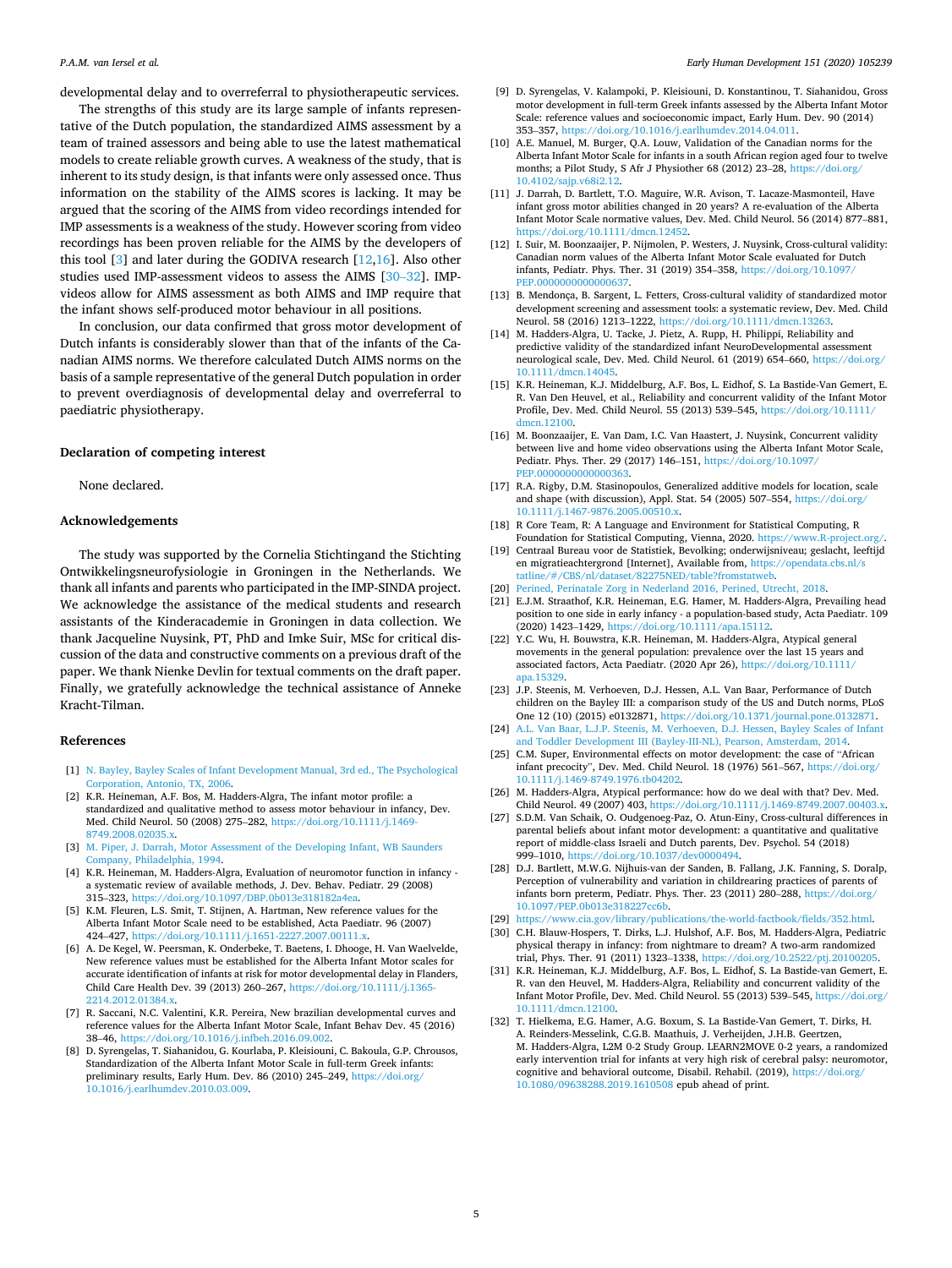developmental delay and to overreferral to physiotherapeutic services.

The strengths of this study are its large sample of infants representative of the Dutch population, the standardized AIMS assessment by a team of trained assessors and being able to use the latest mathematical models to create reliable growth curves. A weakness of the study, that is inherent to its study design, is that infants were only assessed once. Thus information on the stability of the AIMS scores is lacking. It may be argued that the scoring of the AIMS from video recordings intended for IMP assessments is a weakness of the study. However scoring from video recordings has been proven reliable for the AIMS by the developers of this tool [3] and later during the GODIVA research [12,16]. Also other studies used IMP-assessment videos to assess the AIMS [30–32]. IMP-videos allow for AIMS assessment as both AIMS and IMP require that the infant shows self-produced motor behaviour in all positions.

In conclusion, our data confirmed that gross motor development of Dutch infants is considerably slower than that of the infants of the Canadian AIMS norms. We therefore calculated Dutch AIMS norms on the basis of a sample representative of the general Dutch population in order to prevent overdiagnosis of developmental delay and overreferral to paediatric physiotherapy.

## Declaration of competing interest

None declared.

## Acknowledgements

The study was supported by the Cornelia Stichtingand the Stichting Ontwikkelingsneurofysiologie in Groningen in the Netherlands. We thank all infants and parents who participated in the IMP-SINDA project. We acknowledge the assistance of the medical students and research assistants of the Kinderacademie in Groningen in data collection. We thank Jacqueline Nuysink, PT, PhD and Imke Suir, MSc for critical discussion of the data and constructive comments on a previous draft of the paper. We thank Nienke Devlin for textual comments on the draft paper. Finally, we gratefully acknowledge the technical assistance of Anneke Kracht-Tilman.

## References

[1] N. Bayley, Bayley Scales of Infant Development Manual, 3rd ed., The Psychological Corporation, Antonio, TX, 2006.

[2] K.R. Heineman, A.F. Bos, M. Hadders-Algra, The infant motor profile: a standardized and qualitative method to assess motor behaviour in infancy, Dev. Med. Child Neurol. 50 (2008) 275–282, https://doi.org/10.1111/j.1469-8749.2008.02035.x.

[3] M. Piper, J. Darrah, Motor Assessment of the Developing Infant, WB Saunders Company, Philadelphia, 1994.

[4] K.R. Heineman, M. Hadders-Algra, Evaluation of neuromotor function in infancy - a systematic review of available methods, J. Dev. Behav. Pediatr. 29 (2008) 315–323, https://doi.org/10.1097/DBP.0b013e318182a4ea.

[5] K.M. Fleuren, L.S. Smit, T. Stijnen, A. Hartman, New reference values for the Alberta Infant Motor Scale need to be established, Acta Paediatr. 96 (2007) 424–427, https://doi.org/10.1111/j.1651-2227.2007.00111.x.

[6] A. De Kegel, W. Peersman, K. Onderbeke, T. Baetens, I. Dhooge, H. Van Waelvelde, New reference values must be established for the Alberta Infant Motor scales for accurate identification of infants at risk for motor developmental delay in Flanders, Child Care Health Dev. 39 (2013) 260–267, https://doi.org/10.1111/j.1365-2214.2012.01384.x.

[7] R. Saccani, N.C. Valentini, K.R. Pereira, New brazilian developmental curves and reference values for the Alberta Infant Motor Scale, Infant Behav Dev. 45 (2016) 38–46, https://doi.org/10.1016/j.infbeh.2016.09.002.

[8] D. Syrengelas, T. Siahanidou, G. Kourlaba, P. Kleisiouni, C. Bakoula, G.P. Chrousos, Standardization of the Alberta Infant Motor Scale in full-term Greek infants: preliminary results, Early Hum. Dev. 86 (2010) 245–249, https://doi.org/10.1016/j.earlhumdev.2010.03.009.

[9] D. Syrengelas, V. Kalampoki, P. Kleisiouni, D. Konstantinou, T. Siahanidou, Gross motor development in full-term Greek infants assessed by the Alberta Infant Motor Scale: reference values and socioeconomic impact, Early Hum. Dev. 90 (2014) 353–357, https://doi.org/10.1016/j.earlhumdev.2014.04.011.

[10] A.E. Manuel, M. Burger, Q.A. Louw, Validation of the Canadian norms for the Alberta Infant Motor Scale for infants in a south African region aged four to twelve months; a Pilot Study, S Afr J Physiother 68 (2012) 23–28, https://doi.org/10.4102/sajp.v68i2.12.

[11] J. Darrah, D. Bartlett, T.O. Maguire, W.R. Avison, T. Lacaze-Masmonteil, Have infant gross motor abilities changed in 20 years? A re-evaluation of the Alberta Infant Motor Scale normative values, Dev. Med. Child Neurol. 56 (2014) 877–881, https://doi.org/10.1111/dmcn.12452.

[12] I. Suir, M. Boonzaaijer, P. Nijmolen, P. Westers, J. Nuysink, Cross-cultural validity: Canadian norm values of the Alberta Infant Motor Scale evaluated for Dutch infants, Pediatr. Phys. Ther. 31 (2019) 354–358, https://doi.org/10.1097/PEP.0000000000000637.

[13] B. Mendonça, B. Sargent, L. Fetters, Cross-cultural validity of standardized motor development screening and assessment tools: a systematic review, Dev. Med. Child Neurol. 58 (2016) 1213–1222, https://doi.org/10.1111/dmcn.13263.

[14] M. Hadders-Algra, U. Tacke, J. Pietz, A. Rupp, H. Philippi, Reliability and predictive validity of the standardized infant NeuroDevelopmental assessment neurological scale, Dev. Med. Child Neurol. 61 (2019) 654–660, https://doi.org/10.1111/dmcn.14045.

[15] K.R. Heineman, K.J. Middelburg, A.F. Bos, L. Eidhof, S. La Bastide-Van Gemert, E. R. Van Den Heuvel, et al., Reliability and concurrent validity of the Infant Motor Profile, Dev. Med. Child Neurol. 55 (2013) 539–545, https://doi.org/10.1111/dmcn.12100.

[16] M. Boonzaaijer, E. Van Dam, I.C. Van Haastert, J. Nuysink, Concurrent validity between live and home video observations using the Alberta Infant Motor Scale, Pediatr. Phys. Ther. 29 (2017) 146–151, https://doi.org/10.1097/PEP.0000000000000363.

[17] R.A. Rigby, D.M. Stasinopoulos, Generalized additive models for location, scale and shape (with discussion), Appl. Stat. 54 (2005) 507–554, https://doi.org/10.1111/j.1467-9876.2005.00510.x.

[18] R Core Team, R: A Language and Environment for Statistical Computing, R Foundation for Statistical Computing, Vienna, 2020. https://www.R-project.org/.

[19] Centraal Bureau voor de Statistiek, Bevolking; onderwijsniveau; geslacht, leeftijd en migratieachtergrond [Internet], Available from, https://opendata.cbs.nl/statline/#/CBS/nl/dataset/82275NED/table?fromstatweb.

[20] Perined, Perinatale Zorg in Nederland 2016, Perined, Utrecht, 2018.

[21] E.J.M. Straathof, K.R. Heineman, E.G. Hamer, M. Hadders-Algra, Prevailing head position to one side in early infancy - a population-based study, Acta Paediatr. 109 (2020) 1423–1429, https://doi.org/10.1111/apa.15112.

[22] Y.C. Wu, H. Bouwstra, K.R. Heineman, M. Hadders-Algra, Atypical general movements in the general population: prevalence over the last 15 years and associated factors, Acta Paediatr. (2020 Apr 26), https://doi.org/10.1111/apa.15329.

[23] J.P. Steenis, M. Verhoeven, D.J. Hessen, A.L. Van Baar, Performance of Dutch children on the Bayley III: a comparison study of the US and Dutch norms, PLoS One 12 (10) (2015) e0132871, https://doi.org/10.1371/journal.pone.0132871.

[24] A.L. Van Baar, L.J.P. Steenis, M. Verhoeven, D.J. Hessen, Bayley Scales of Infant and Toddler Development III (Bayley-III-NL), Pearson, Amsterdam, 2014.

[25] C.M. Super, Environmental effects on motor development: the case of "African infant precocity", Dev. Med. Child Neurol. 18 (1976) 561–567, https://doi.org/10.1111/j.1469-8749.1976.tb04202.

[26] M. Hadders-Algra, Atypical performance: how do we deal with that? Dev. Med. Child Neurol. 49 (2007) 403, https://doi.org/10.1111/j.1469-8749.2007.00403.x.

[27] S.D.M. Van Schaik, O. Oudgenoeg-Paz, O. Atun-Einy, Cross-cultural differences in parental beliefs about infant motor development: a quantitative and qualitative report of middle-class Israeli and Dutch parents, Dev. Psychol. 54 (2018) 999–1010, https://doi.org/10.1037/dev0000494.

[28] D.J. Bartlett, M.W.G. Nijhuis-van der Sanden, B. Fallang, J.K. Fanning, S. Doralp, Perception of vulnerability and variation in childrearing practices of parents of infants born preterm, Pediatr. Phys. Ther. 23 (2011) 280–288, https://doi.org/10.1097/PEP.0b013e318227cc6b.

[29] https://www.cia.gov/library/publications/the-world-factbook/fields/352.html.

[30] C.H. Blauw-Hospers, T. Dirks, L.J. Hulshof, A.F. Bos, M. Hadders-Algra, Pediatric physical therapy in infancy: from nightmare to dream? A two-arm randomized trial, Phys. Ther. 91 (2011) 1323–1338, https://doi.org/10.2522/ptj.20100205.

[31] K.R. Heineman, K.J. Middelburg, A.F. Bos, L. Eidhof, S. La Bastide-van Gemert, E. R. van den Heuvel, M. Hadders-Algra, Reliability and concurrent validity of the Infant Motor Profile, Dev. Med. Child Neurol. 55 (2013) 539–545, https://doi.org/10.1111/dmcn.12100.

[32] T. Hielkema, E.G. Hamer, A.G. Boxum, S. La Bastide-Van Gemert, T. Dirks, H. A. Reinders-Messelink, C.G.B. Maathuis, J. Verheijden, J.H.B. Geertzen, M. Hadders-Algra, L2M 0-2 Study Group. LEARN2MOVE 0-2 years, a randomized early intervention trial for infants at very high risk of cerebral palsy: neuromotor, cognitive and behavioral outcome, Disabil. Rehabil. (2019), https://doi.org/10.1080/09638288.2019.1610508 epub ahead of print.